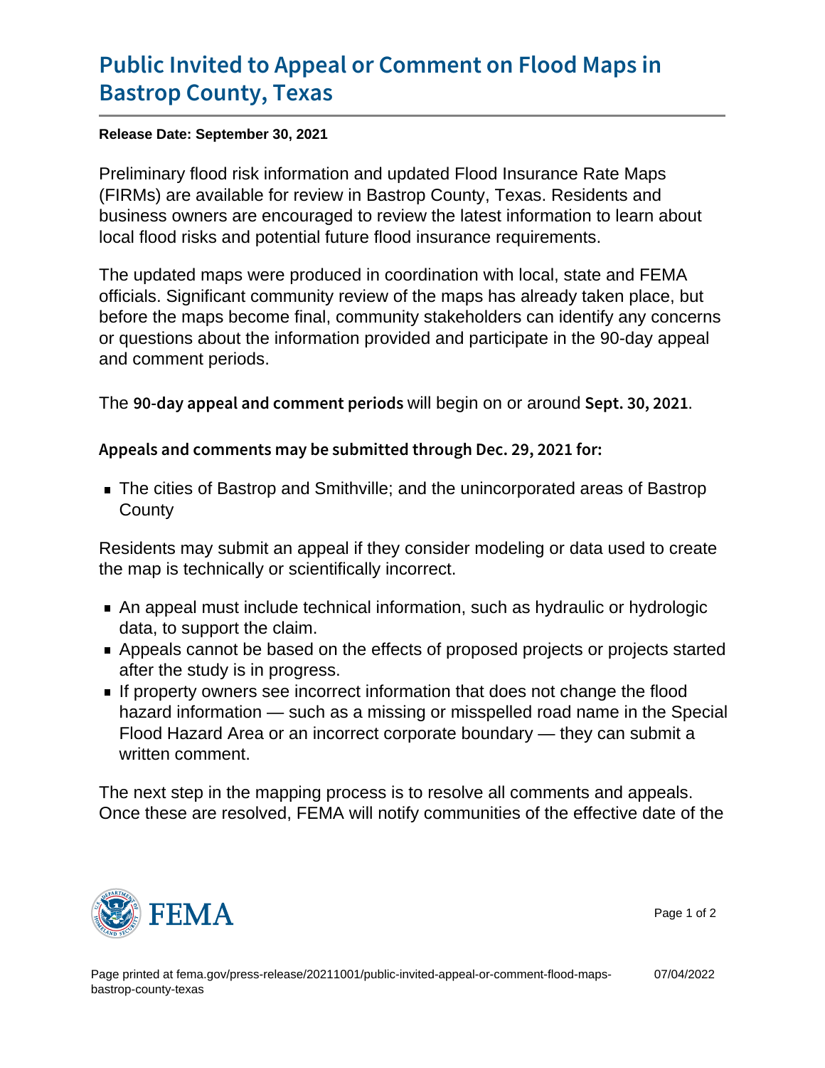# Public Invited to Appeal or Comment on Flood Maps in Bastrop County, Texas

**Release Date: September 30, 2021**

Preliminary flood risk information and updated Flood Insurance Rate Maps (FIRMs) are available for review in Bastrop County, Texas. Residents and business owners are encouraged to review the latest information to learn about local flood risks and potential future flood insurance requirements.

The updated maps were produced in coordination with local, state and FEMA officials. Significant community review of the maps has already taken place, but before the maps become final, community stakeholders can identify any concerns or questions about the information provided and participate in the 90-day appeal and comment periods.

The **90-day appeal and comment periods** will begin on or around **Sept. 30, 2021**.

**Appeals and comments may be submitted through Dec. 29, 2021 for:**

- The cities of Bastrop and Smithville; and the unincorporated areas of Bastrop County

Residents may submit an appeal if they consider modeling or data used to create the map is technically or scientifically incorrect.

- An appeal must include technical information, such as hydraulic or hydrologic data, to support the claim.
- Appeals cannot be based on the effects of proposed projects or projects started after the study is in progress.
- If property owners see incorrect information that does not change the flood hazard information — such as a missing or misspelled road name in the Special Flood Hazard Area or an incorrect corporate boundary — they can submit a written comment.

The next step in the mapping process is to resolve all comments and appeals. Once these are resolved, FEMA will notify communities of the effective date of the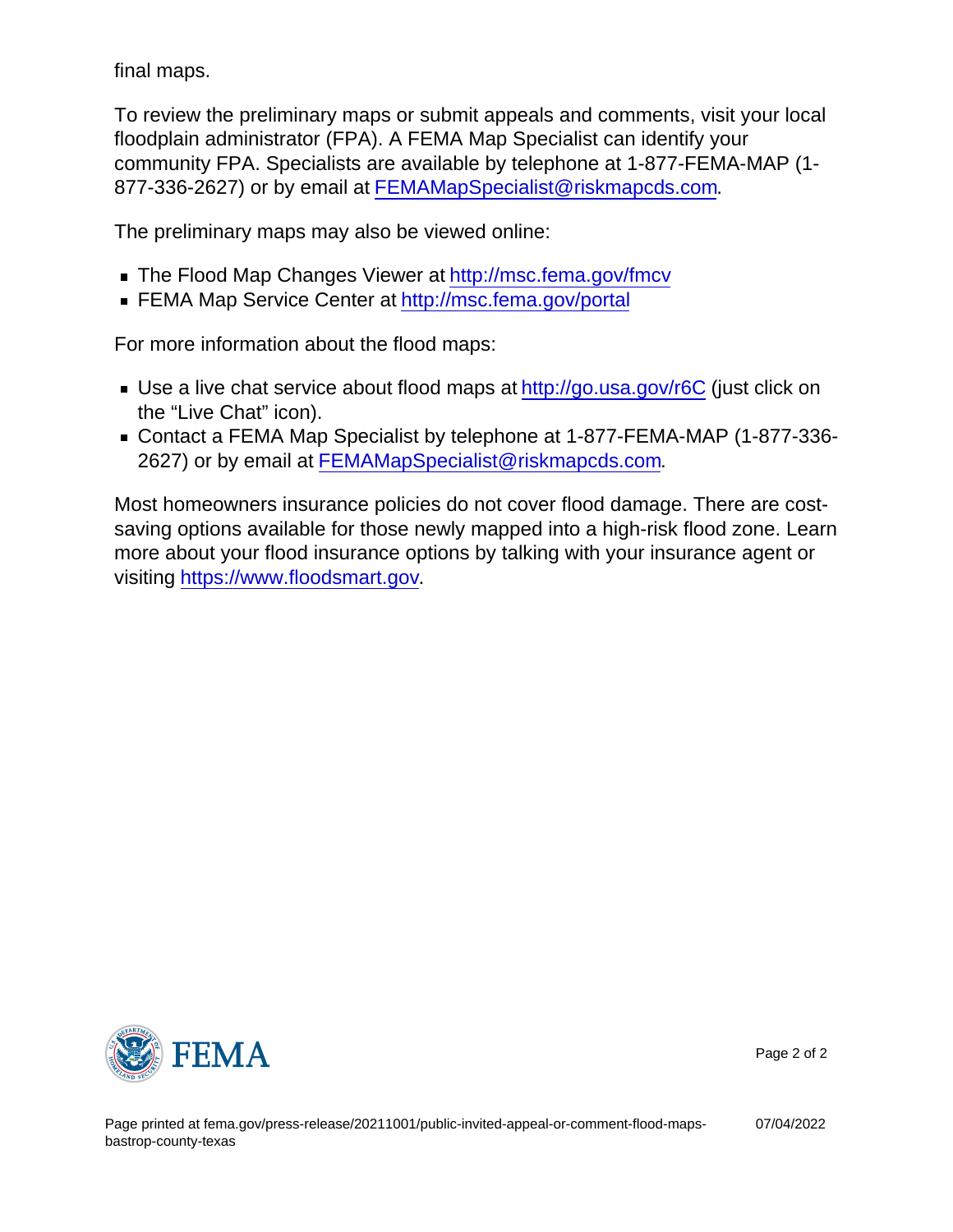final maps.

To review the preliminary maps or submit appeals and comments, visit your local floodplain administrator (FPA). A FEMA Map Specialist can identify your community FPA. Specialists are available by telephone at 1-877-FEMA-MAP (1-877-336-2627) or by email at FEMAMapSpecialist@riskmapcds.com.

The preliminary maps may also be viewed online:

- The Flood Map Changes Viewer at http://msc.fema.gov/fmcv
- FEMA Map Service Center at http://msc.fema.gov/portal

For more information about the flood maps:

- Use a live chat service about flood maps at http://go.usa.gov/r6C (just click on the "Live Chat" icon).
- Contact a FEMA Map Specialist by telephone at 1-877-FEMA-MAP (1-877-336-2627) or by email at FEMAMapSpecialist@riskmapcds.com.

Most homeowners insurance policies do not cover flood damage. There are cost-saving options available for those newly mapped into a high-risk flood zone. Learn more about your flood insurance options by talking with your insurance agent or visiting https://www.floodsmart.gov.